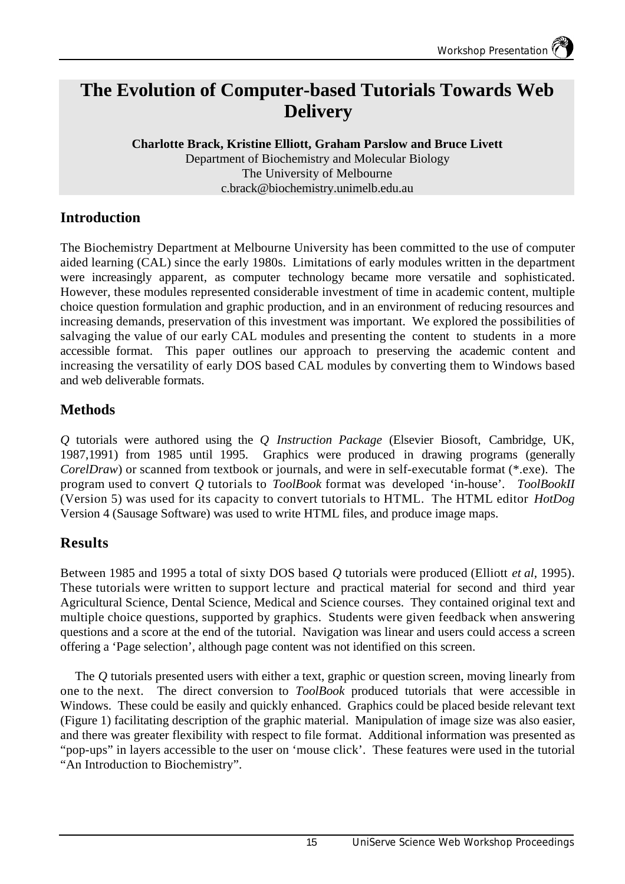# The Evolution of Computer-based Tutorials Towards Web Delivery

**Charlotte Brack, Kristine Elliott, Graham Parslow and Bruce Livett**
Department of Biochemistry and Molecular Biology
The University of Melbourne
c.brack@biochemistry.unimelb.edu.au

## Introduction

The Biochemistry Department at Melbourne University has been committed to the use of computer aided learning (CAL) since the early 1980s. Limitations of early modules written in the department were increasingly apparent, as computer technology became more versatile and sophisticated. However, these modules represented considerable investment of time in academic content, multiple choice question formulation and graphic production, and in an environment of reducing resources and increasing demands, preservation of this investment was important. We explored the possibilities of salvaging the value of our early CAL modules and presenting the content to students in a more accessible format. This paper outlines our approach to preserving the academic content and increasing the versatility of early DOS based CAL modules by converting them to Windows based and web deliverable formats.

## Methods

*Q* tutorials were authored using the *Q Instruction Package* (Elsevier Biosoft, Cambridge, UK, 1987,1991) from 1985 until 1995. Graphics were produced in drawing programs (generally *CorelDraw*) or scanned from textbook or journals, and were in self-executable format (*.exe). The program used to convert *Q* tutorials to *ToolBook* format was developed 'in-house'. *ToolBookII* (Version 5) was used for its capacity to convert tutorials to HTML. The HTML editor *HotDog* Version 4 (Sausage Software) was used to write HTML files, and produce image maps.

## Results

Between 1985 and 1995 a total of sixty DOS based *Q* tutorials were produced (Elliott *et al*, 1995). These tutorials were written to support lecture and practical material for second and third year Agricultural Science, Dental Science, Medical and Science courses. They contained original text and multiple choice questions, supported by graphics. Students were given feedback when answering questions and a score at the end of the tutorial. Navigation was linear and users could access a screen offering a 'Page selection', although page content was not identified on this screen.

The *Q* tutorials presented users with either a text, graphic or question screen, moving linearly from one to the next. The direct conversion to *ToolBook* produced tutorials that were accessible in Windows. These could be easily and quickly enhanced. Graphics could be placed beside relevant text (Figure 1) facilitating description of the graphic material. Manipulation of image size was also easier, and there was greater flexibility with respect to file format. Additional information was presented as "pop-ups" in layers accessible to the user on 'mouse click'. These features were used in the tutorial "An Introduction to Biochemistry".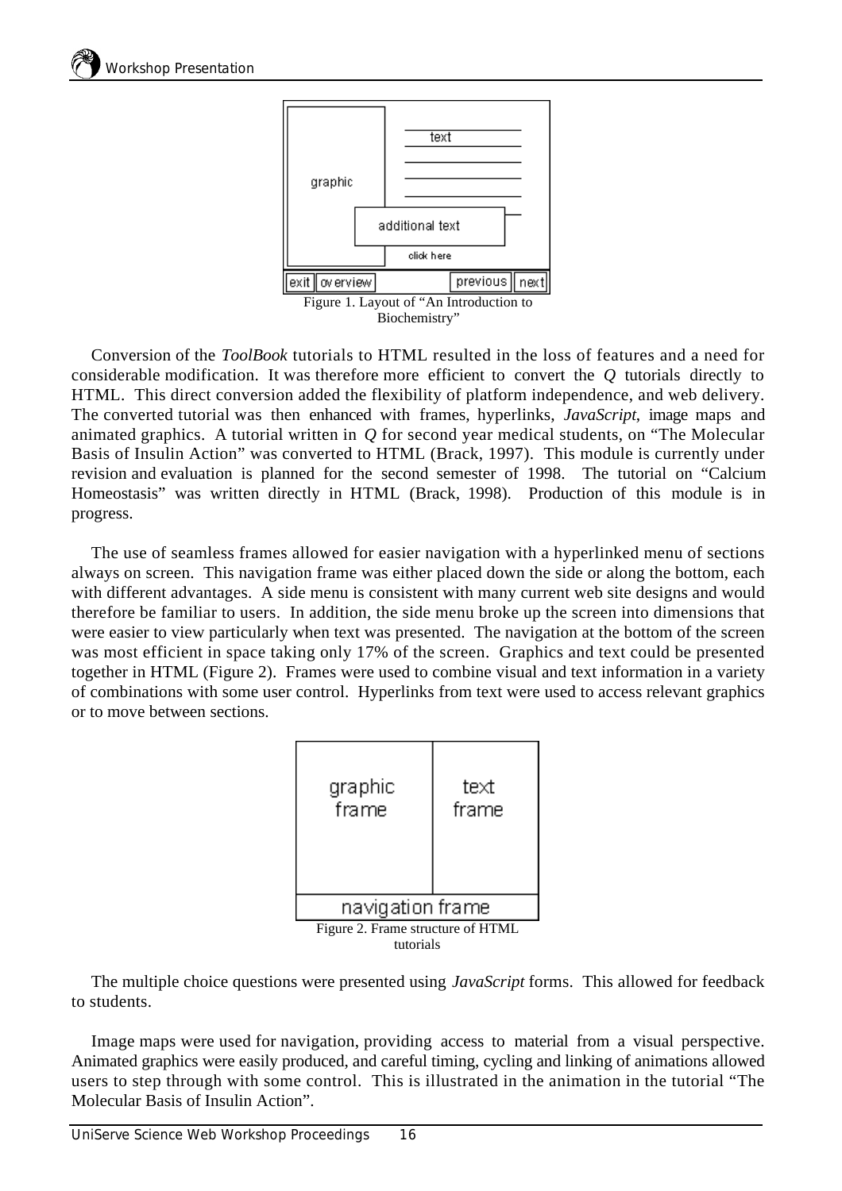Figure 1. Layout of "An Introduction to Biochemistry"

Conversion of the *ToolBook* tutorials to HTML resulted in the loss of features and a need for considerable modification. It was therefore more efficient to convert the *Q* tutorials directly to HTML. This direct conversion added the flexibility of platform independence, and web delivery. The converted tutorial was then enhanced with frames, hyperlinks, *JavaScript*, image maps and animated graphics. A tutorial written in *Q* for second year medical students, on "The Molecular Basis of Insulin Action" was converted to HTML (Brack, 1997). This module is currently under revision and evaluation is planned for the second semester of 1998. The tutorial on "Calcium Homeostasis" was written directly in HTML (Brack, 1998). Production of this module is in progress.

The use of seamless frames allowed for easier navigation with a hyperlinked menu of sections always on screen. This navigation frame was either placed down the side or along the bottom, each with different advantages. A side menu is consistent with many current web site designs and would therefore be familiar to users. In addition, the side menu broke up the screen into dimensions that were easier to view particularly when text was presented. The navigation at the bottom of the screen was most efficient in space taking only 17% of the screen. Graphics and text could be presented together in HTML (Figure 2). Frames were used to combine visual and text information in a variety of combinations with some user control. Hyperlinks from text were used to access relevant graphics or to move between sections.

Figure 2. Frame structure of HTML tutorials

The multiple choice questions were presented using *JavaScript* forms. This allowed for feedback to students.

Image maps were used for navigation, providing access to material from a visual perspective. Animated graphics were easily produced, and careful timing, cycling and linking of animations allowed users to step through with some control. This is illustrated in the animation in the tutorial "The Molecular Basis of Insulin Action".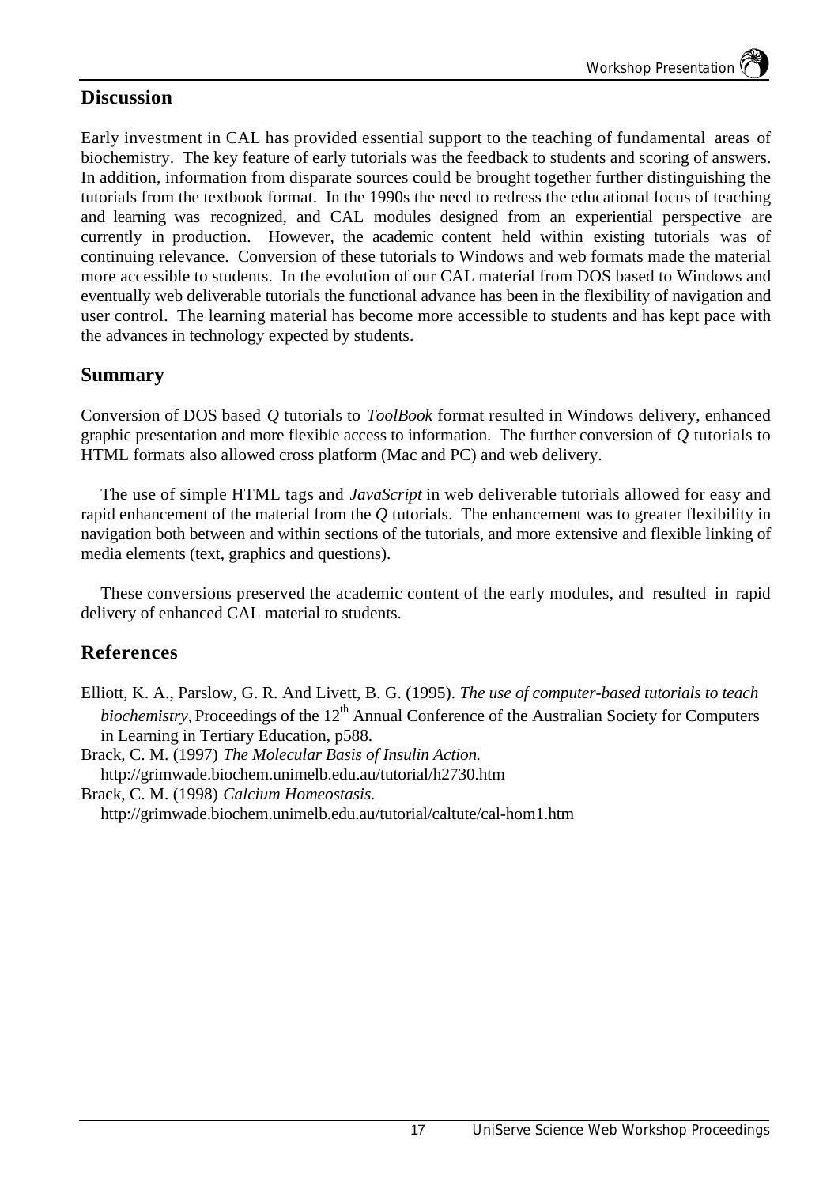## Discussion

Early investment in CAL has provided essential support to the teaching of fundamental areas of biochemistry. The key feature of early tutorials was the feedback to students and scoring of answers. In addition, information from disparate sources could be brought together further distinguishing the tutorials from the textbook format. In the 1990s the need to redress the educational focus of teaching and learning was recognized, and CAL modules designed from an experiential perspective are currently in production. However, the academic content held within existing tutorials was of continuing relevance. Conversion of these tutorials to Windows and web formats made the material more accessible to students. In the evolution of our CAL material from DOS based to Windows and eventually web deliverable tutorials the functional advance has been in the flexibility of navigation and user control. The learning material has become more accessible to students and has kept pace with the advances in technology expected by students.

## Summary

Conversion of DOS based *Q* tutorials to *ToolBook* format resulted in Windows delivery, enhanced graphic presentation and more flexible access to information. The further conversion of *Q* tutorials to HTML formats also allowed cross platform (Mac and PC) and web delivery.

The use of simple HTML tags and *JavaScript* in web deliverable tutorials allowed for easy and rapid enhancement of the material from the *Q* tutorials. The enhancement was to greater flexibility in navigation both between and within sections of the tutorials, and more extensive and flexible linking of media elements (text, graphics and questions).

These conversions preserved the academic content of the early modules, and resulted in rapid delivery of enhanced CAL material to students.

## References

Elliott, K. A., Parslow, G. R. And Livett, B. G. (1995). *The use of computer-based tutorials to teach biochemistry*, Proceedings of the 12th Annual Conference of the Australian Society for Computers in Learning in Tertiary Education, p588.

Brack, C. M. (1997) *The Molecular Basis of Insulin Action.* http://grimwade.biochem.unimelb.edu.au/tutorial/h2730.htm

Brack, C. M. (1998) *Calcium Homeostasis.* http://grimwade.biochem.unimelb.edu.au/tutorial/caltute/cal-hom1.htm